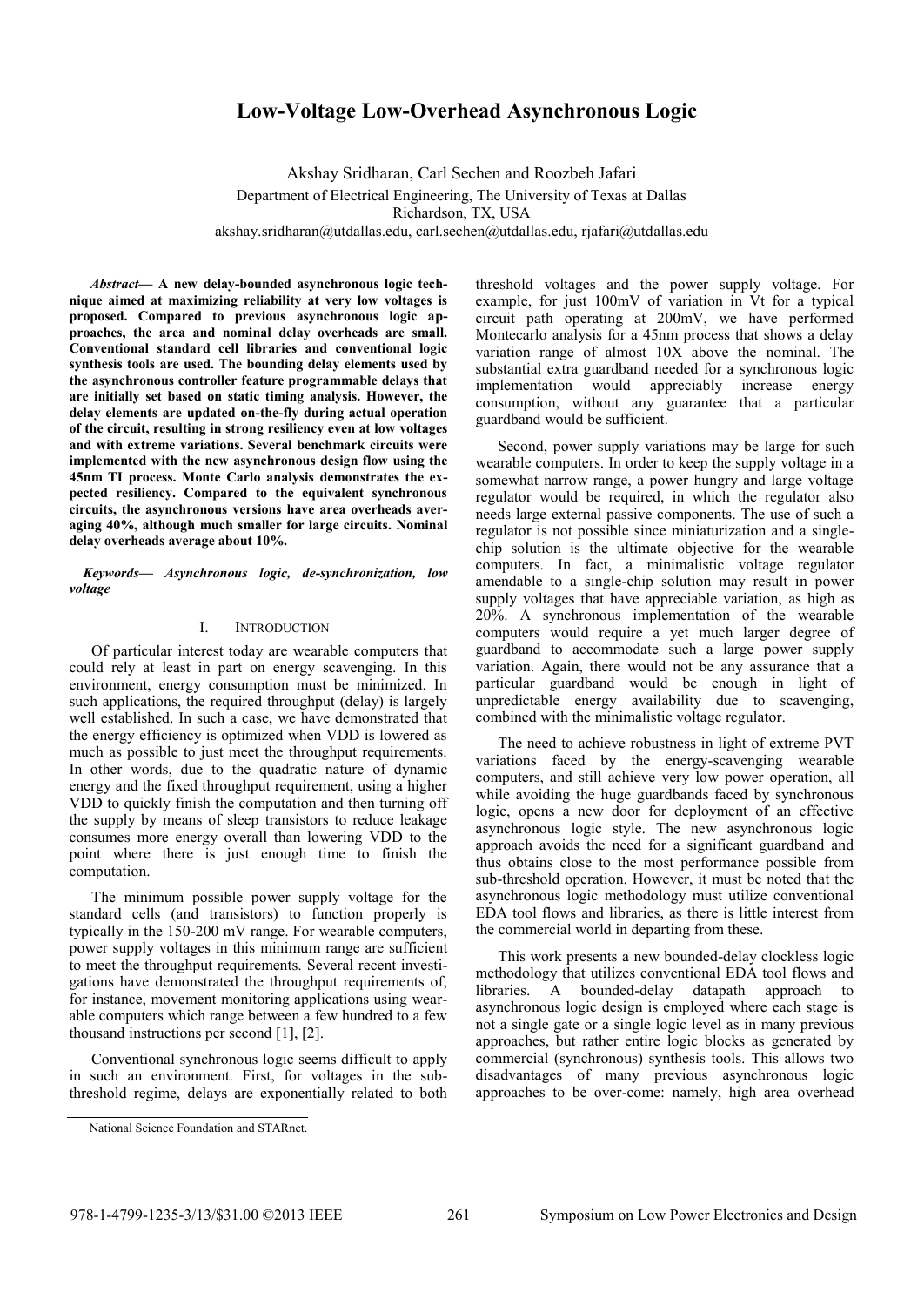# Low-Voltage Low-Overhead Asynchronous Logic

Akshay Sridharan, Carl Sechen and Roozbeh Jafari

Department of Electrical Engineering, The University of Texas at Dallas
Richardson, TX, USA
akshay.sridharan@utdallas.edu, carl.sechen@utdallas.edu, rjafari@utdallas.edu

***Abstract*— A new delay-bounded asynchronous logic technique aimed at maximizing reliability at very low voltages is proposed. Compared to previous asynchronous logic approaches, the area and nominal delay overheads are small. Conventional standard cell libraries and conventional logic synthesis tools are used. The bounding delay elements used by the asynchronous controller feature programmable delays that are initially set based on static timing analysis. However, the delay elements are updated on-the-fly during actual operation of the circuit, resulting in strong resiliency even at low voltages and with extreme variations. Several benchmark circuits were implemented with the new asynchronous design flow using the 45nm TI process. Monte Carlo analysis demonstrates the expected resiliency. Compared to the equivalent synchronous circuits, the asynchronous versions have area overheads averaging 40%, although much smaller for large circuits. Nominal delay overheads average about 10%.**

***Keywords*— *Asynchronous logic, de-synchronization, low voltage***

## I. INTRODUCTION

Of particular interest today are wearable computers that could rely at least in part on energy scavenging. In this environment, energy consumption must be minimized. In such applications, the required throughput (delay) is largely well established. In such a case, we have demonstrated that the energy efficiency is optimized when VDD is lowered as much as possible to just meet the throughput requirements. In other words, due to the quadratic nature of dynamic energy and the fixed throughput requirement, using a higher VDD to quickly finish the computation and then turning off the supply by means of sleep transistors to reduce leakage consumes more energy overall than lowering VDD to the point where there is just enough time to finish the computation.

The minimum possible power supply voltage for the standard cells (and transistors) to function properly is typically in the 150-200 mV range. For wearable computers, power supply voltages in this minimum range are sufficient to meet the throughput requirements. Several recent investigations have demonstrated the throughput requirements of, for instance, movement monitoring applications using wearable computers which range between a few hundred to a few thousand instructions per second [1], [2].

Conventional synchronous logic seems difficult to apply in such an environment. First, for voltages in the sub-threshold regime, delays are exponentially related to both threshold voltages and the power supply voltage. For example, for just 100mV of variation in Vt for a typical circuit path operating at 200mV, we have performed Montecarlo analysis for a 45nm process that shows a delay variation range of almost 10X above the nominal. The substantial extra guardband needed for a synchronous logic implementation would appreciably increase energy consumption, without any guarantee that a particular guardband would be sufficient.

Second, power supply variations may be large for such wearable computers. In order to keep the supply voltage in a somewhat narrow range, a power hungry and large voltage regulator would be required, in which the regulator also needs large external passive components. The use of such a regulator is not possible since miniaturization and a single-chip solution is the ultimate objective for the wearable computers. In fact, a minimalistic voltage regulator amendable to a single-chip solution may result in power supply voltages that have appreciable variation, as high as 20%. A synchronous implementation of the wearable computers would require a yet much larger degree of guardband to accommodate such a large power supply variation. Again, there would not be any assurance that a particular guardband would be enough in light of unpredictable energy availability due to scavenging, combined with the minimalistic voltage regulator.

The need to achieve robustness in light of extreme PVT variations faced by the energy-scavenging wearable computers, and still achieve very low power operation, all while avoiding the huge guardbands faced by synchronous logic, opens a new door for deployment of an effective asynchronous logic style. The new asynchronous logic approach avoids the need for a significant guardband and thus obtains close to the most performance possible from sub-threshold operation. However, it must be noted that the asynchronous logic methodology must utilize conventional EDA tool flows and libraries, as there is little interest from the commercial world in departing from these.

This work presents a new bounded-delay clockless logic methodology that utilizes conventional EDA tool flows and libraries. A bounded-delay datapath approach to asynchronous logic design is employed where each stage is not a single gate or a single logic level as in many previous approaches, but rather entire logic blocks as generated by commercial (synchronous) synthesis tools. This allows two disadvantages of many previous asynchronous logic approaches to be over-come: namely, high area overhead

National Science Foundation and STARnet.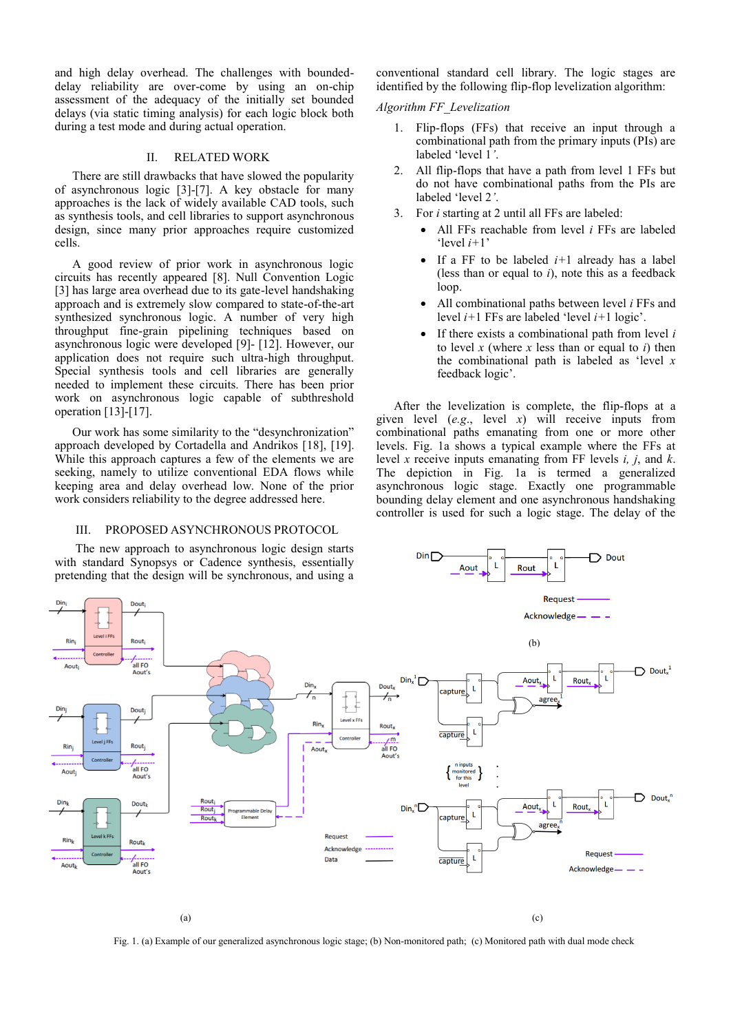and high delay overhead. The challenges with bounded-delay reliability are over-come by using an on-chip assessment of the adequacy of the initially set bounded delays (via static timing analysis) for each logic block both during a test mode and during actual operation.

## II. RELATED WORK

There are still drawbacks that have slowed the popularity of asynchronous logic [3]-[7]. A key obstacle for many approaches is the lack of widely available CAD tools, such as synthesis tools, and cell libraries to support asynchronous design, since many prior approaches require customized cells.

A good review of prior work in asynchronous logic circuits has recently appeared [8]. Null Convention Logic [3] has large area overhead due to its gate-level handshaking approach and is extremely slow compared to state-of-the-art synthesized synchronous logic. A number of very high throughput fine-grain pipelining techniques based on asynchronous logic were developed [9]- [12]. However, our application does not require such ultra-high throughput. Special synthesis tools and cell libraries are generally needed to implement these circuits. There has been prior work on asynchronous logic capable of subthreshold operation [13]-[17].

Our work has some similarity to the "desynchronization" approach developed by Cortadella and Andrikos [18], [19]. While this approach captures a few of the elements we are seeking, namely to utilize conventional EDA flows while keeping area and delay overhead low. None of the prior work considers reliability to the degree addressed here.

## III. PROPOSED ASYNCHRONOUS PROTOCOL

The new approach to asynchronous logic design starts with standard Synopsys or Cadence synthesis, essentially pretending that the design will be synchronous, and using a conventional standard cell library. The logic stages are identified by the following flip-flop levelization algorithm:

*Algorithm FF_Levelization*

1. Flip-flops (FFs) that receive an input through a combinational path from the primary inputs (PIs) are labeled 'level 1*'*.
2. All flip-flops that have a path from level 1 FFs but do not have combinational paths from the PIs are labeled 'level 2*'*.
3. For $i$ starting at 2 until all FFs are labeled:
   - All FFs reachable from level $i$ FFs are labeled 'level $i$+1'
   - If a FF to be labeled $i$+1 already has a label (less than or equal to $i$), note this as a feedback loop.
   - All combinational paths between level $i$ FFs and level $i$+1 FFs are labeled 'level $i$+1 logic'.
   - If there exists a combinational path from level $i$ to level $x$ (where $x$ less than or equal to $i$) then the combinational path is labeled as 'level $x$ feedback logic'.

After the levelization is complete, the flip-flops at a given level (*e.g.*, level $x$) will receive inputs from combinational paths emanating from one or more other levels. Fig. 1a shows a typical example where the FFs at level $x$ receive inputs emanating from FF levels $i$, $j$, and $k$. The depiction in Fig. 1a is termed a generalized asynchronous logic stage. Exactly one programmable bounding delay element and one asynchronous handshaking controller is used for such a logic stage. The delay of the

Fig. 1. (a) Example of our generalized asynchronous logic stage; (b) Non-monitored path; (c) Monitored path with dual mode check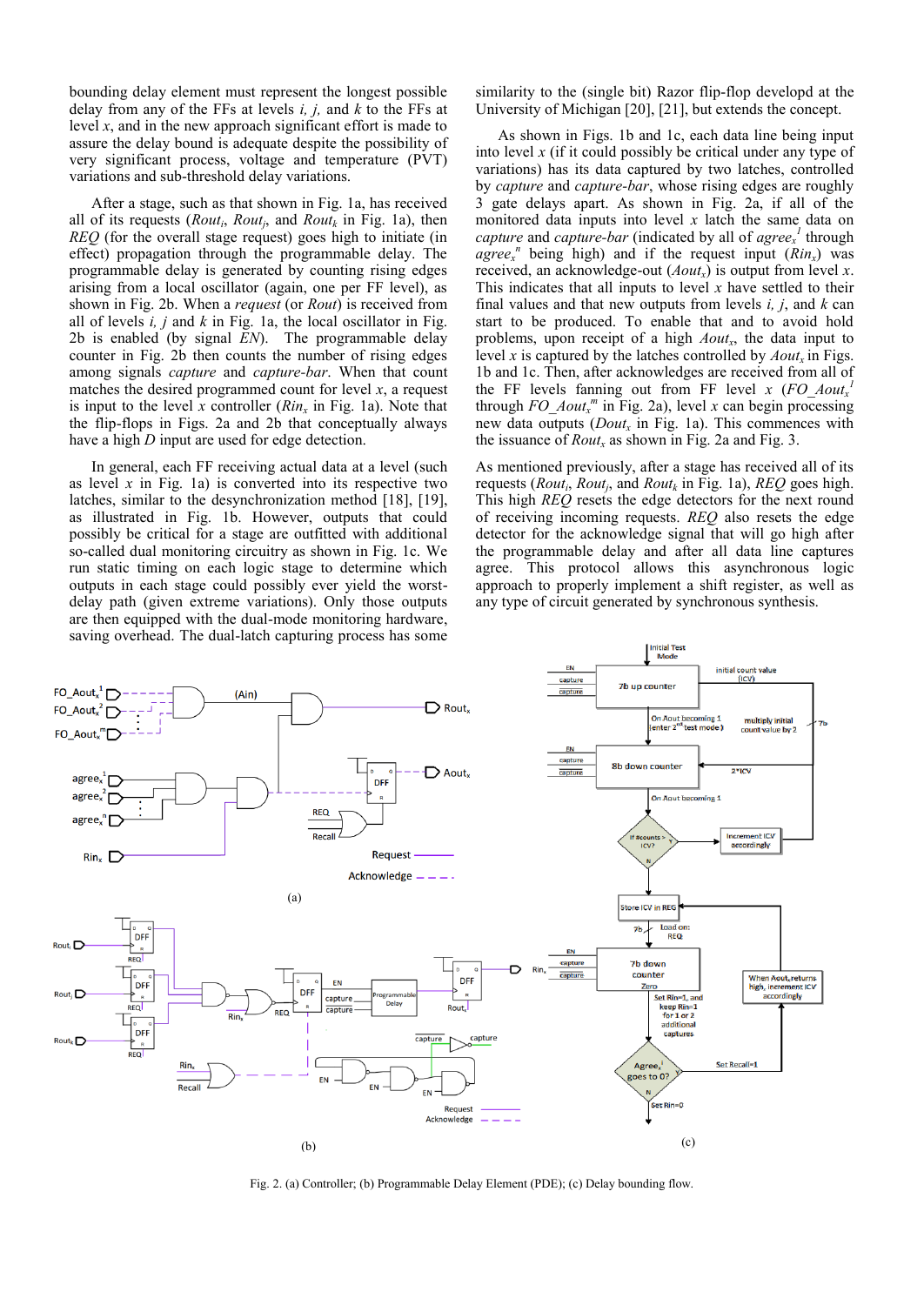bounding delay element must represent the longest possible delay from any of the FFs at levels *i, j,* and *k* to the FFs at level *x*, and in the new approach significant effort is made to assure the delay bound is adequate despite the possibility of very significant process, voltage and temperature (PVT) variations and sub-threshold delay variations.

After a stage, such as that shown in Fig. 1a, has received all of its requests ($Rout_i$, $Rout_j$, and $Rout_k$ in Fig. 1a), then *REQ* (for the overall stage request) goes high to initiate (in effect) propagation through the programmable delay. The programmable delay is generated by counting rising edges arising from a local oscillator (again, one per FF level), as shown in Fig. 2b. When a *request* (or *Rout*) is received from all of levels *i, j* and *k* in Fig. 1a, the local oscillator in Fig. 2b is enabled (by signal *EN*). The programmable delay counter in Fig. 2b then counts the number of rising edges among signals *capture* and *capture-bar*. When that count matches the desired programmed count for level *x*, a request is input to the level *x* controller ($Rin_x$ in Fig. 1a). Note that the flip-flops in Figs. 2a and 2b that conceptually always have a high *D* input are used for edge detection.

In general, each FF receiving actual data at a level (such as level *x* in Fig. 1a) is converted into its respective two latches, similar to the desynchronization method [18], [19], as illustrated in Fig. 1b. However, outputs that could possibly be critical for a stage are outfitted with additional so-called dual monitoring circuitry as shown in Fig. 1c. We run static timing on each logic stage to determine which outputs in each stage could possibly ever yield the worst-delay path (given extreme variations). Only those outputs are then equipped with the dual-mode monitoring hardware, saving overhead. The dual-latch capturing process has some similarity to the (single bit) Razor flip-flop developd at the University of Michigan [20], [21], but extends the concept.

As shown in Figs. 1b and 1c, each data line being input into level *x* (if it could possibly be critical under any type of variations) has its data captured by two latches, controlled by *capture* and *capture-bar*, whose rising edges are roughly 3 gate delays apart. As shown in Fig. 2a, if all of the monitored data inputs into level *x* latch the same data on *capture* and *capture-bar* (indicated by all of $agree_x^1$ through $agree_x^n$ being high) and if the request input ($Rin_x$) was received, an acknowledge-out ($Aout_x$) is output from level *x*. This indicates that all inputs to level *x* have settled to their final values and that new outputs from levels *i, j*, and *k* can start to be produced. To enable that and to avoid hold problems, upon receipt of a high $Aout_x$, the data input to level *x* is captured by the latches controlled by $Aout_x$ in Figs. 1b and 1c. Then, after acknowledges are received from all of the FF levels fanning out from FF level *x* ($FO\_Aout_x^1$ through $FO\_Aout_x^m$ in Fig. 2a), level *x* can begin processing new data outputs ($Dout_x$ in Fig. 1a). This commences with the issuance of $Rout_x$ as shown in Fig. 2a and Fig. 3.

As mentioned previously, after a stage has received all of its requests ($Rout_i$, $Rout_j$, and $Rout_k$ in Fig. 1a), *REQ* goes high. This high *REQ* resets the edge detectors for the next round of receiving incoming requests. *REQ* also resets the edge detector for the acknowledge signal that will go high after the programmable delay and after all data line captures agree. This protocol allows this asynchronous logic approach to properly implement a shift register, as well as any type of circuit generated by synchronous synthesis.

Fig. 2. (a) Controller; (b) Programmable Delay Element (PDE); (c) Delay bounding flow.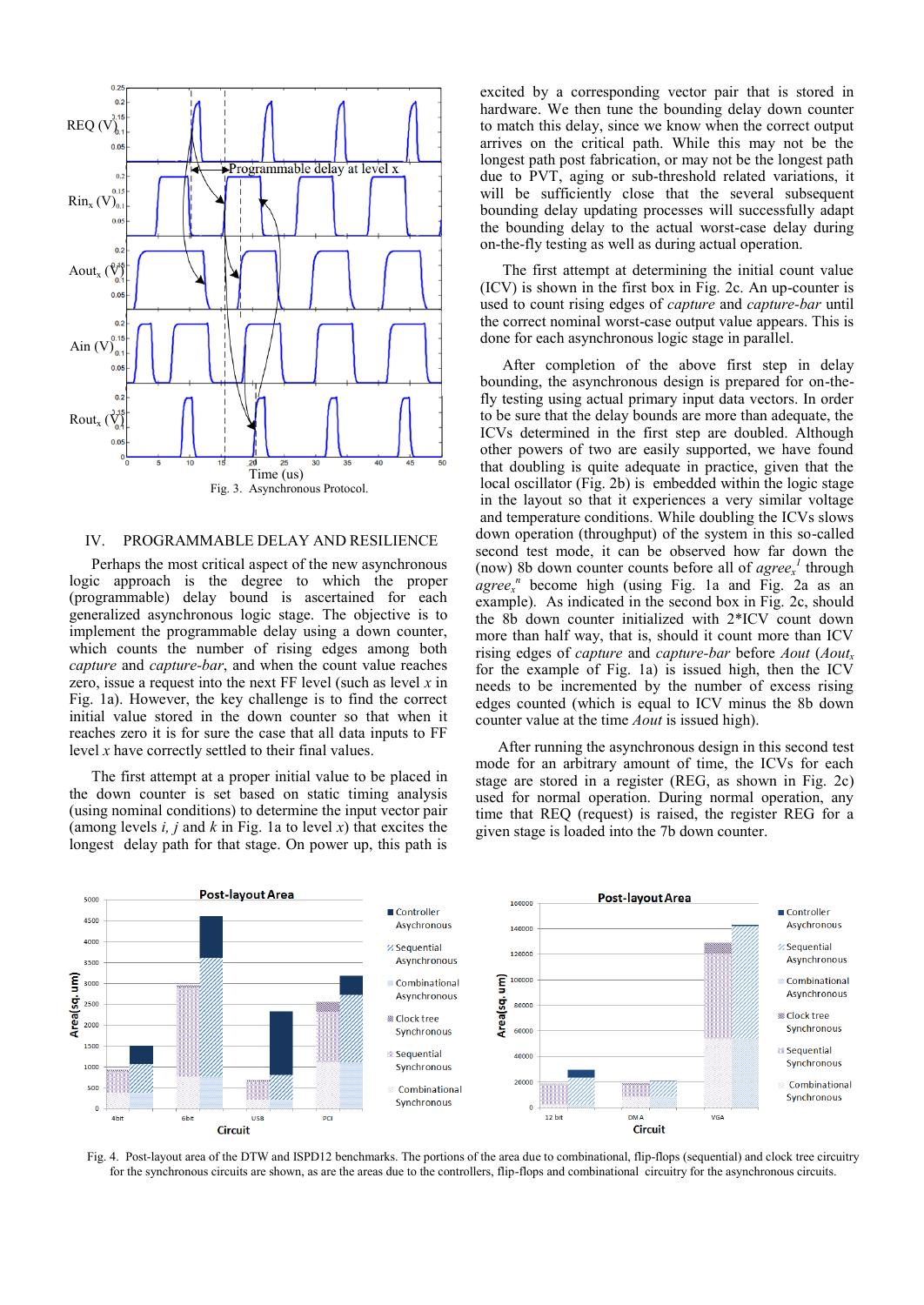Fig. 3. Asynchronous Protocol.

## IV. PROGRAMMABLE DELAY AND RESILIENCE

Perhaps the most critical aspect of the new asynchronous logic approach is the degree to which the proper (programmable) delay bound is ascertained for each generalized asynchronous logic stage. The objective is to implement the programmable delay using a down counter, which counts the number of rising edges among both *capture* and *capture-bar*, and when the count value reaches zero, issue a request into the next FF level (such as level $x$ in Fig. 1a). However, the key challenge is to find the correct initial value stored in the down counter so that when it reaches zero it is for sure the case that all data inputs to FF level $x$ have correctly settled to their final values.

The first attempt at a proper initial value to be placed in the down counter is set based on static timing analysis (using nominal conditions) to determine the input vector pair (among levels $i$, $j$ and $k$ in Fig. 1a to level $x$) that excites the longest delay path for that stage. On power up, this path is excited by a corresponding vector pair that is stored in hardware. We then tune the bounding delay down counter to match this delay, since we know when the correct output arrives on the critical path. While this may not be the longest path post fabrication, or may not be the longest path due to PVT, aging or sub-threshold related variations, it will be sufficiently close that the several subsequent bounding delay updating processes will successfully adapt the bounding delay to the actual worst-case delay during on-the-fly testing as well as during actual operation.

The first attempt at determining the initial count value (ICV) is shown in the first box in Fig. 2c. An up-counter is used to count rising edges of *capture* and *capture-bar* until the correct nominal worst-case output value appears. This is done for each asynchronous logic stage in parallel.

After completion of the above first step in delay bounding, the asynchronous design is prepared for on-the-fly testing using actual primary input data vectors. In order to be sure that the delay bounds are more than adequate, the ICVs determined in the first step are doubled. Although other powers of two are easily supported, we have found that doubling is quite adequate in practice, given that the local oscillator (Fig. 2b) is embedded within the logic stage in the layout so that it experiences a very similar voltage and temperature conditions. While doubling the ICVs slows down operation (throughput) of the system in this so-called second test mode, it can be observed how far down the (now) 8b down counter counts before all of $agree_x^1$ through $agree_x^n$ become high (using Fig. 1a and Fig. 2a as an example). As indicated in the second box in Fig. 2c, should the 8b down counter initialized with 2\*ICV count down more than half way, that is, should it count more than ICV rising edges of *capture* and *capture-bar* before *Aout* ($Aout_x$ for the example of Fig. 1a) is issued high, then the ICV needs to be incremented by the number of excess rising edges counted (which is equal to ICV minus the 8b down counter value at the time *Aout* is issued high).

After running the asynchronous design in this second test mode for an arbitrary amount of time, the ICVs for each stage are stored in a register (REG, as shown in Fig. 2c) used for normal operation. During normal operation, any time that REQ (request) is raised, the register REG for a given stage is loaded into the 7b down counter.

Fig. 4. Post-layout area of the DTW and ISPD12 benchmarks. The portions of the area due to combinational, flip-flops (sequential) and clock tree circuitry for the synchronous circuits are shown, as are the areas due to the controllers, flip-flops and combinational circuitry for the asynchronous circuits.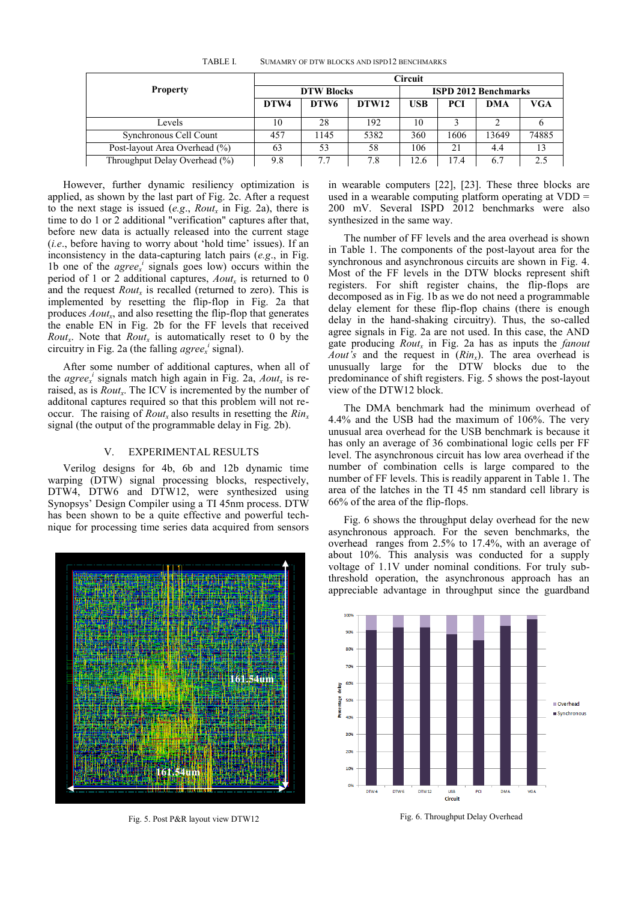TABLE I. SUMAMRY OF DTW BLOCKS AND ISPD12 BENCHMARKS

| Property | Circuit | | | | | | |
|---|---|---|---|---|---|---|---|
| | DTW Blocks | | | ISPD 2012 Benchmarks | | | |
| | DTW4 | DTW6 | DTW12 | USB | PCI | DMA | VGA |
| Levels | 10 | 28 | 192 | 10 | 3 | 2 | 6 |
| Synchronous Cell Count | 457 | 1145 | 5382 | 360 | 1606 | 13649 | 74885 |
| Post-layout Area Overhead (%) | 63 | 53 | 58 | 106 | 21 | 4.4 | 13 |
| Throughput Delay Overhead (%) | 9.8 | 7.7 | 7.8 | 12.6 | 17.4 | 6.7 | 2.5 |

However, further dynamic resiliency optimization is applied, as shown by the last part of Fig. 2c. After a request to the next stage is issued (*e.g.*, $Rout_x$ in Fig. 2a), there is time to do 1 or 2 additional "verification" captures after that, before new data is actually released into the current stage (*i.e.*, before having to worry about 'hold time' issues). If an inconsistency in the data-capturing latch pairs (*e.g.*, in Fig. 1b one of the $agree_x^i$ signals goes low) occurs within the period of 1 or 2 additional captures, $Aout_x$ is returned to 0 and the request $Rout_x$ is recalled (returned to zero). This is implemented by resetting the flip-flop in Fig. 2a that produces $Aout_x$, and also resetting the flip-flop that generates the enable EN in Fig. 2b for the FF levels that received $Rout_x$. Note that $Rout_x$ is automatically reset to 0 by the circuitry in Fig. 2a (the falling $agree_x^i$ signal).

After some number of additional captures, when all of the $agree_x^i$ signals match high again in Fig. 2a, $Aout_x$ is re-raised, as is $Rout_x$. The ICV is incremented by the number of additonal captures required so that this problem will not re-occur. The raising of $Rout_x$ also results in resetting the $Rin_x$ signal (the output of the programmable delay in Fig. 2b).

## V. EXPERIMENTAL RESULTS

Verilog designs for 4b, 6b and 12b dynamic time warping (DTW) signal processing blocks, respectively, DTW4, DTW6 and DTW12, were synthesized using Synopsys' Design Compiler using a TI 45nm process. DTW has been shown to be a quite effective and powerful technique for processing time series data acquired from sensors in wearable computers [22], [23]. These three blocks are used in a wearable computing platform operating at VDD = 200 mV. Several ISPD 2012 benchmarks were also synthesized in the same way.

The number of FF levels and the area overhead is shown in Table 1. The components of the post-layout area for the synchronous and asynchronous circuits are shown in Fig. 4. Most of the FF levels in the DTW blocks represent shift registers. For shift register chains, the flip-flops are decomposed as in Fig. 1b as we do not need a programmable delay element for these flip-flop chains (there is enough delay in the hand-shaking circuitry). Thus, the so-called agree signals in Fig. 2a are not used. In this case, the AND gate producing $Rout_x$ in Fig. 2a has as inputs the *fanout Aout's* and the request in ($Rin_x$). The area overhead is unusually large for the DTW blocks due to the predominance of shift registers. Fig. 5 shows the post-layout view of the DTW12 block.

The DMA benchmark had the minimum overhead of 4.4% and the USB had the maximum of 106%. The very unusual area overhead for the USB benchmark is because it has only an average of 36 combinational logic cells per FF level. The asynchronous circuit has low area overhead if the number of combination cells is large compared to the number of FF levels. This is readily apparent in Table 1. The area of the latches in the TI 45 nm standard cell library is 66% of the area of the flip-flops.

Fig. 6 shows the throughput delay overhead for the new asynchronous approach. For the seven benchmarks, the overhead ranges from 2.5% to 17.4%, with an average of about 10%. This analysis was conducted for a supply voltage of 1.1V under nominal conditions. For truly sub-threshold operation, the asynchronous approach has an appreciable advantage in throughput since the guardband

Fig. 5. Post P&R layout view DTW12

Fig. 6. Throughput Delay Overhead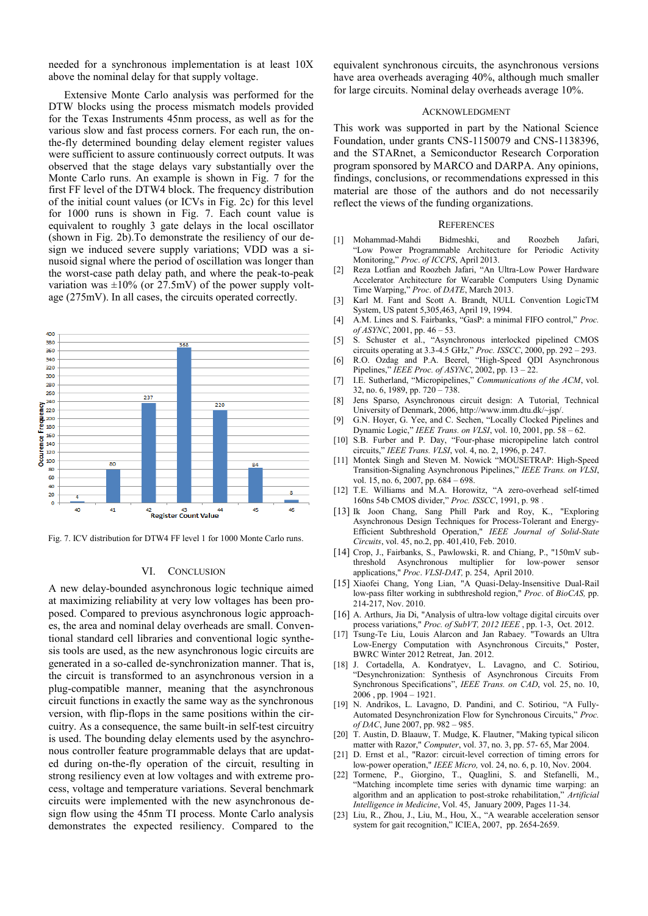needed for a synchronous implementation is at least 10X above the nominal delay for that supply voltage.

Extensive Monte Carlo analysis was performed for the DTW blocks using the process mismatch models provided for the Texas Instruments 45nm process, as well as for the various slow and fast process corners. For each run, the on-the-fly determined bounding delay element register values were sufficient to assure continuously correct outputs. It was observed that the stage delays vary substantially over the Monte Carlo runs. An example is shown in Fig. 7 for the first FF level of the DTW4 block. The frequency distribution of the initial count values (or ICVs in Fig. 2c) for this level for 1000 runs is shown in Fig. 7. Each count value is equivalent to roughly 3 gate delays in the local oscillator (shown in Fig. 2b).To demonstrate the resiliency of our design we induced severe supply variations; VDD was a sinusoid signal where the period of oscillation was longer than the worst-case path delay path, and where the peak-to-peak variation was ±10% (or 27.5mV) of the power supply voltage (275mV). In all cases, the circuits operated correctly.

Occurence Frequency

400
380
360
340
320
300
280
260
240
220
200
180
160
140
120
100
80
60
40
20
0

4
80
237
368
220
84
8

40
41
42
43
44
45
46

Register Count Value

Fig. 7. ICV distribution for DTW4 FF level 1 for 1000 Monte Carlo runs.

## VI. Conclusion

A new delay-bounded asynchronous logic technique aimed at maximizing reliability at very low voltages has been proposed. Compared to previous asynchronous logic approaches, the area and nominal delay overheads are small. Conventional standard cell libraries and conventional logic synthesis tools are used, as the new asynchronous logic circuits are generated in a so-called de-synchronization manner. That is, the circuit is transformed to an asynchronous version in a plug-compatible manner, meaning that the asynchronous circuit functions in exactly the same way as the synchronous version, with flip-flops in the same positions within the circuitry. As a consequence, the same built-in self-test circuitry is used. The bounding delay elements used by the asynchronous controller feature programmable delays that are updated during on-the-fly operation of the circuit, resulting in strong resiliency even at low voltages and with extreme process, voltage and temperature variations. Several benchmark circuits were implemented with the new asynchronous design flow using the 45nm TI process. Monte Carlo analysis demonstrates the expected resiliency. Compared to the equivalent synchronous circuits, the asynchronous versions have area overheads averaging 40%, although much smaller for large circuits. Nominal delay overheads average 10%.

## Acknowledgment

This work was supported in part by the National Science Foundation, under grants CNS-1150079 and CNS-1138396, and the STARnet, a Semiconductor Research Corporation program sponsored by MARCO and DARPA. Any opinions, findings, conclusions, or recommendations expressed in this material are those of the authors and do not necessarily reflect the views of the funding organizations.

## References

[1] Mohammad-Mahdi Bidmeshki, and Roozbeh Jafari, "Low Power Programmable Architecture for Periodic Activity Monitoring," *Proc. of ICCPS*, April 2013.

[2] Reza Lotfian and Roozbeh Jafari, "An Ultra-Low Power Hardware Accelerator Architecture for Wearable Computers Using Dynamic Time Warping," *Proc.* of *DATE*, March 2013.

[3] Karl M. Fant and Scott A. Brandt, NULL Convention LogicTM System, US patent 5,305,463, April 19, 1994.

[4] A.M. Lines and S. Fairbanks, "GasP: a minimal FIFO control," *Proc. of ASYNC*, 2001, pp. 46 – 53.

[5] S. Schuster et al., "Asynchronous interlocked pipelined CMOS circuits operating at 3.3-4.5 GHz," *Proc. ISSCC*, 2000, pp. 292 – 293.

[6] R.O. Ozdag and P.A. Beerel, "High-Speed QDI Asynchronous Pipelines," *IEEE Proc. of ASYNC*, 2002, pp. 13 – 22.

[7] I.E. Sutherland, "Micropipelines," *Communications of the ACM*, vol. 32, no. 6, 1989, pp. 720 – 738.

[8] Jens Sparso, Asynchronous circuit design: A Tutorial, Technical University of Denmark, 2006, http://www.imm.dtu.dk/~jsp/.

[9] G.N. Hoyer, G. Yee, and C. Sechen, "Locally Clocked Pipelines and Dynamic Logic," *IEEE Trans. on VLSI*, vol. 10, 2001, pp. 58 – 62.

[10] S.B. Furber and P. Day, "Four-phase micropipeline latch control circuits," *IEEE Trans. VLSI*, vol. 4, no. 2, 1996, p. 247.

[11] Montek Singh and Steven M. Nowick "MOUSETRAP: High-Speed Transition-Signaling Asynchronous Pipelines," *IEEE Trans. on VLSI*, vol. 15, no. 6, 2007, pp. 684 – 698.

[12] T.E. Williams and M.A. Horowitz, "A zero-overhead self-timed 160ns 54b CMOS divider," *Proc. ISSCC*, 1991, p. 98 .

[13] Ik Joon Chang, Sang Phill Park and Roy, K., "Exploring Asynchronous Design Techniques for Process-Tolerant and Energy-Efficient Subthreshold Operation," *IEEE Journal of Solid-State Circuits*, vol. 45, no.2, pp. 401,410, Feb. 2010.

[14] Crop, J., Fairbanks, S., Pawlowski, R. and Chiang, P., "150mV sub-threshold Asynchronous multiplier for low-power sensor applications," *Proc. VLSI-DAT,* p. 254, April 2010.

[15] Xiaofei Chang, Yong Lian, "A Quasi-Delay-Insensitive Dual-Rail low-pass filter working in subthreshold region," *Proc.* of *BioCAS,* pp. 214-217, Nov. 2010.

[16] A. Arthurs, Jia Di, "Analysis of ultra-low voltage digital circuits over process variations," *Proc. of SubVT, 2012 IEEE* , pp. 1-3, Oct. 2012.

[17] Tsung-Te Liu, Louis Alarcon and Jan Rabaey. "Towards an Ultra Low-Energy Computation with Asynchronous Circuits," Poster, BWRC Winter 2012 Retreat, Jan. 2012.

[18] J. Cortadella, A. Kondratyev, L. Lavagno, and C. Sotiriou, "Desynchronization: Synthesis of Asynchronous Circuits From Synchronous Specifications", *IEEE Trans. on CAD*, vol. 25, no. 10, 2006 , pp. 1904 – 1921.

[19] N. Andrikos, L. Lavagno, D. Pandini, and C. Sotiriou, "A Fully-Automated Desynchronization Flow for Synchronous Circuits," *Proc. of DAC*, June 2007, pp. 982 – 985.

[20] T. Austin, D. Blaauw, T. Mudge, K. Flautner, "Making typical silicon matter with Razor," *Computer*, vol. 37, no. 3, pp. 57- 65, Mar 2004.

[21] D. Ernst et al., "Razor: circuit-level correction of timing errors for low-power operation," *IEEE Micro,* vol. 24, no. 6, p. 10, Nov. 2004.

[22] Tormene, P., Giorgino, T., Quaglini, S. and Stefanelli, M., "Matching incomplete time series with dynamic time warping: an algorithm and an application to post-stroke rehabilitation," *Artificial Intelligence in Medicine*, Vol. 45, January 2009, Pages 11-34.

[23] Liu, R., Zhou, J., Liu, M., Hou, X., "A wearable acceleration sensor system for gait recognition," ICIEA, 2007, pp. 2654-2659.